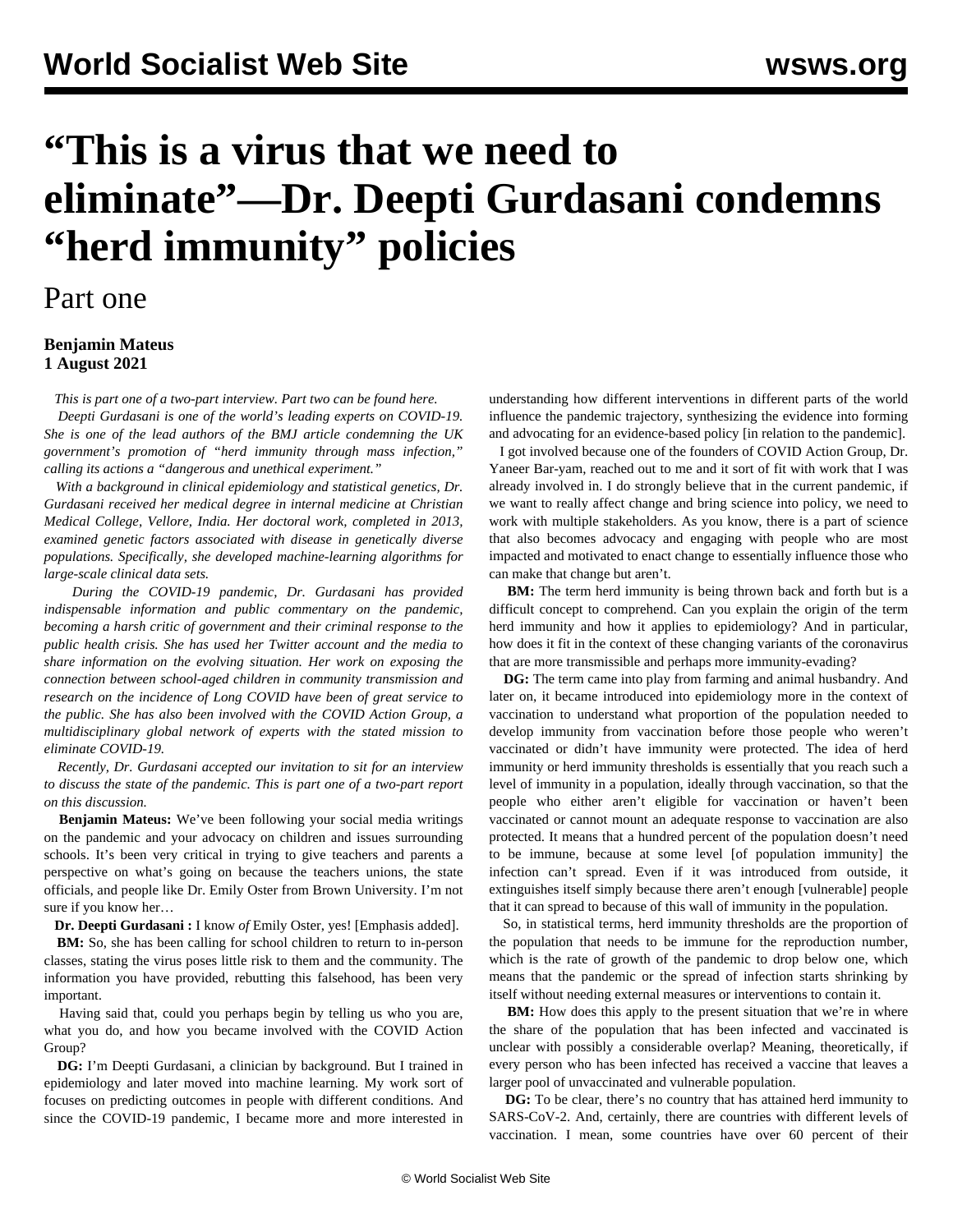# "This is a virus that we need to eliminate"—Dr. Deepti Gurdasani condemns "herd immunity" policies

## Part one

**Benjamin Mateus**
**1 August 2021**

*This is part one of a two-part interview. Part two can be found here.*

*Deepti Gurdasani is one of the world's leading experts on COVID-19. She is one of the lead authors of the BMJ article condemning the UK government's promotion of "herd immunity through mass infection," calling its actions a "dangerous and unethical experiment."*

*With a background in clinical epidemiology and statistical genetics, Dr. Gurdasani received her medical degree in internal medicine at Christian Medical College, Vellore, India. Her doctoral work, completed in 2013, examined genetic factors associated with disease in genetically diverse populations. Specifically, she developed machine-learning algorithms for large-scale clinical data sets.*

*During the COVID-19 pandemic, Dr. Gurdasani has provided indispensable information and public commentary on the pandemic, becoming a harsh critic of government and their criminal response to the public health crisis. She has used her Twitter account and the media to share information on the evolving situation. Her work on exposing the connection between school-aged children in community transmission and research on the incidence of Long COVID have been of great service to the public. She has also been involved with the COVID Action Group, a multidisciplinary global network of experts with the stated mission to eliminate COVID-19.*

*Recently, Dr. Gurdasani accepted our invitation to sit for an interview to discuss the state of the pandemic. This is part one of a two-part report on this discussion.*

**Benjamin Mateus:** We've been following your social media writings on the pandemic and your advocacy on children and issues surrounding schools. It's been very critical in trying to give teachers and parents a perspective on what's going on because the teachers unions, the state officials, and people like Dr. Emily Oster from Brown University. I'm not sure if you know her…

**Dr. Deepti Gurdasani :** I know *of* Emily Oster, yes! [Emphasis added].

**BM:** So, she has been calling for school children to return to in-person classes, stating the virus poses little risk to them and the community. The information you have provided, rebutting this falsehood, has been very important.

Having said that, could you perhaps begin by telling us who you are, what you do, and how you became involved with the COVID Action Group?

**DG:** I'm Deepti Gurdasani, a clinician by background. But I trained in epidemiology and later moved into machine learning. My work sort of focuses on predicting outcomes in people with different conditions. And since the COVID-19 pandemic, I became more and more interested in understanding how different interventions in different parts of the world influence the pandemic trajectory, synthesizing the evidence into forming and advocating for an evidence-based policy [in relation to the pandemic].

I got involved because one of the founders of COVID Action Group, Dr. Yaneer Bar-yam, reached out to me and it sort of fit with work that I was already involved in. I do strongly believe that in the current pandemic, if we want to really affect change and bring science into policy, we need to work with multiple stakeholders. As you know, there is a part of science that also becomes advocacy and engaging with people who are most impacted and motivated to enact change to essentially influence those who can make that change but aren't.

**BM:** The term herd immunity is being thrown back and forth but is a difficult concept to comprehend. Can you explain the origin of the term herd immunity and how it applies to epidemiology? And in particular, how does it fit in the context of these changing variants of the coronavirus that are more transmissible and perhaps more immunity-evading?

**DG:** The term came into play from farming and animal husbandry. And later on, it became introduced into epidemiology more in the context of vaccination to understand what proportion of the population needed to develop immunity from vaccination before those people who weren't vaccinated or didn't have immunity were protected. The idea of herd immunity or herd immunity thresholds is essentially that you reach such a level of immunity in a population, ideally through vaccination, so that the people who either aren't eligible for vaccination or haven't been vaccinated or cannot mount an adequate response to vaccination are also protected. It means that a hundred percent of the population doesn't need to be immune, because at some level [of population immunity] the infection can't spread. Even if it was introduced from outside, it extinguishes itself simply because there aren't enough [vulnerable] people that it can spread to because of this wall of immunity in the population.

So, in statistical terms, herd immunity thresholds are the proportion of the population that needs to be immune for the reproduction number, which is the rate of growth of the pandemic to drop below one, which means that the pandemic or the spread of infection starts shrinking by itself without needing external measures or interventions to contain it.

**BM:** How does this apply to the present situation that we're in where the share of the population that has been infected and vaccinated is unclear with possibly a considerable overlap? Meaning, theoretically, if every person who has been infected has received a vaccine that leaves a larger pool of unvaccinated and vulnerable population.

**DG:** To be clear, there's no country that has attained herd immunity to SARS-CoV-2. And, certainly, there are countries with different levels of vaccination. I mean, some countries have over 60 percent of their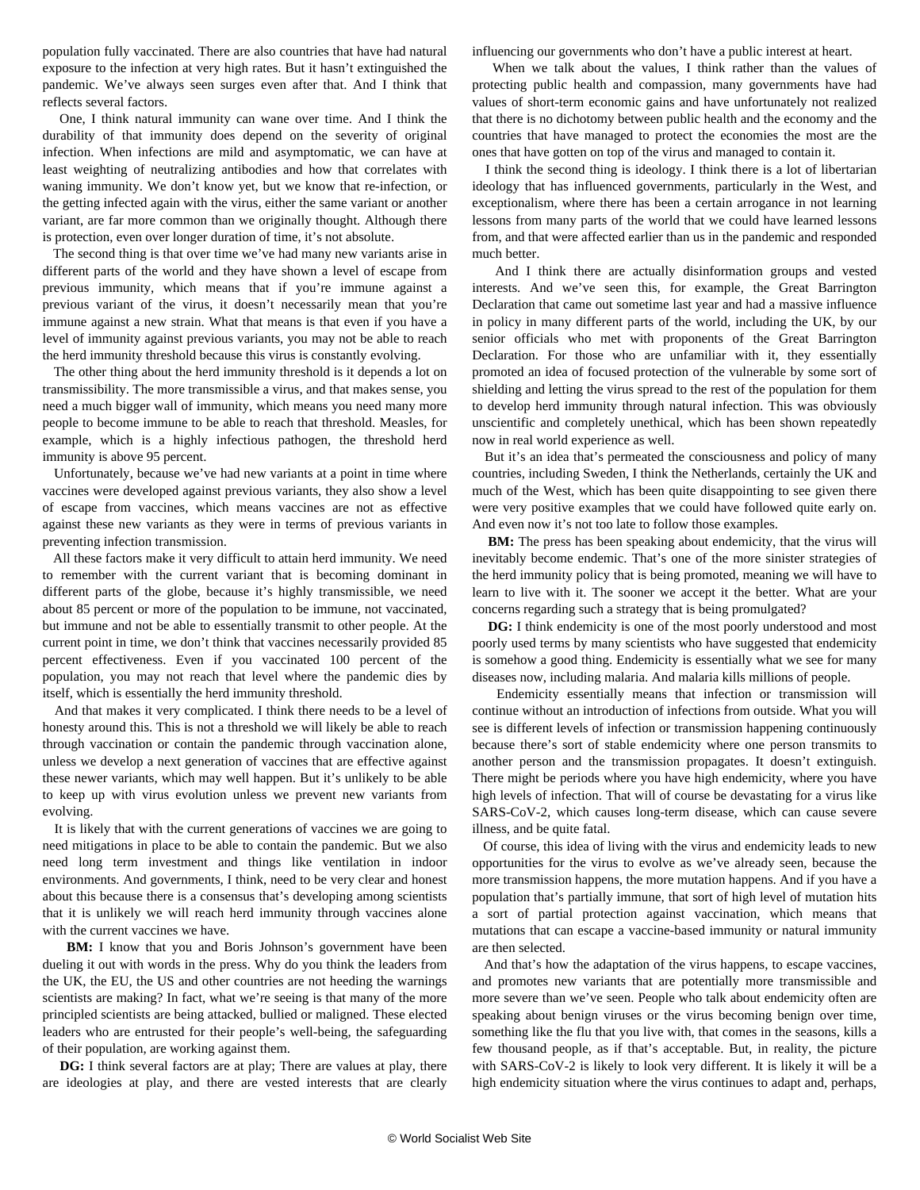population fully vaccinated. There are also countries that have had natural exposure to the infection at very high rates. But it hasn't extinguished the pandemic. We've always seen surges even after that. And I think that reflects several factors.

One, I think natural immunity can wane over time. And I think the durability of that immunity does depend on the severity of original infection. When infections are mild and asymptomatic, we can have at least weighting of neutralizing antibodies and how that correlates with waning immunity. We don't know yet, but we know that re-infection, or the getting infected again with the virus, either the same variant or another variant, are far more common than we originally thought. Although there is protection, even over longer duration of time, it's not absolute.

The second thing is that over time we've had many new variants arise in different parts of the world and they have shown a level of escape from previous immunity, which means that if you're immune against a previous variant of the virus, it doesn't necessarily mean that you're immune against a new strain. What that means is that even if you have a level of immunity against previous variants, you may not be able to reach the herd immunity threshold because this virus is constantly evolving.

The other thing about the herd immunity threshold is it depends a lot on transmissibility. The more transmissible a virus, and that makes sense, you need a much bigger wall of immunity, which means you need many more people to become immune to be able to reach that threshold. Measles, for example, which is a highly infectious pathogen, the threshold herd immunity is above 95 percent.

Unfortunately, because we've had new variants at a point in time where vaccines were developed against previous variants, they also show a level of escape from vaccines, which means vaccines are not as effective against these new variants as they were in terms of previous variants in preventing infection transmission.

All these factors make it very difficult to attain herd immunity. We need to remember with the current variant that is becoming dominant in different parts of the globe, because it's highly transmissible, we need about 85 percent or more of the population to be immune, not vaccinated, but immune and not be able to essentially transmit to other people. At the current point in time, we don't think that vaccines necessarily provided 85 percent effectiveness. Even if you vaccinated 100 percent of the population, you may not reach that level where the pandemic dies by itself, which is essentially the herd immunity threshold.

And that makes it very complicated. I think there needs to be a level of honesty around this. This is not a threshold we will likely be able to reach through vaccination or contain the pandemic through vaccination alone, unless we develop a next generation of vaccines that are effective against these newer variants, which may well happen. But it's unlikely to be able to keep up with virus evolution unless we prevent new variants from evolving.

It is likely that with the current generations of vaccines we are going to need mitigations in place to be able to contain the pandemic. But we also need long term investment and things like ventilation in indoor environments. And governments, I think, need to be very clear and honest about this because there is a consensus that's developing among scientists that it is unlikely we will reach herd immunity through vaccines alone with the current vaccines we have.

**BM:** I know that you and Boris Johnson's government have been dueling it out with words in the press. Why do you think the leaders from the UK, the EU, the US and other countries are not heeding the warnings scientists are making? In fact, what we're seeing is that many of the more principled scientists are being attacked, bullied or maligned. These elected leaders who are entrusted for their people's well-being, the safeguarding of their population, are working against them.

**DG:** I think several factors are at play; There are values at play, there are ideologies at play, and there are vested interests that are clearly influencing our governments who don't have a public interest at heart.

When we talk about the values, I think rather than the values of protecting public health and compassion, many governments have had values of short-term economic gains and have unfortunately not realized that there is no dichotomy between public health and the economy and the countries that have managed to protect the economies the most are the ones that have gotten on top of the virus and managed to contain it.

I think the second thing is ideology. I think there is a lot of libertarian ideology that has influenced governments, particularly in the West, and exceptionalism, where there has been a certain arrogance in not learning lessons from many parts of the world that we could have learned lessons from, and that were affected earlier than us in the pandemic and responded much better.

And I think there are actually disinformation groups and vested interests. And we've seen this, for example, the Great Barrington Declaration that came out sometime last year and had a massive influence in policy in many different parts of the world, including the UK, by our senior officials who met with proponents of the Great Barrington Declaration. For those who are unfamiliar with it, they essentially promoted an idea of focused protection of the vulnerable by some sort of shielding and letting the virus spread to the rest of the population for them to develop herd immunity through natural infection. This was obviously unscientific and completely unethical, which has been shown repeatedly now in real world experience as well.

But it's an idea that's permeated the consciousness and policy of many countries, including Sweden, I think the Netherlands, certainly the UK and much of the West, which has been quite disappointing to see given there were very positive examples that we could have followed quite early on. And even now it's not too late to follow those examples.

**BM:** The press has been speaking about endemicity, that the virus will inevitably become endemic. That's one of the more sinister strategies of the herd immunity policy that is being promoted, meaning we will have to learn to live with it. The sooner we accept it the better. What are your concerns regarding such a strategy that is being promulgated?

**DG:** I think endemicity is one of the most poorly understood and most poorly used terms by many scientists who have suggested that endemicity is somehow a good thing. Endemicity is essentially what we see for many diseases now, including malaria. And malaria kills millions of people.

Endemicity essentially means that infection or transmission will continue without an introduction of infections from outside. What you will see is different levels of infection or transmission happening continuously because there's sort of stable endemicity where one person transmits to another person and the transmission propagates. It doesn't extinguish. There might be periods where you have high endemicity, where you have high levels of infection. That will of course be devastating for a virus like SARS-CoV-2, which causes long-term disease, which can cause severe illness, and be quite fatal.

Of course, this idea of living with the virus and endemicity leads to new opportunities for the virus to evolve as we've already seen, because the more transmission happens, the more mutation happens. And if you have a population that's partially immune, that sort of high level of mutation hits a sort of partial protection against vaccination, which means that mutations that can escape a vaccine-based immunity or natural immunity are then selected.

And that's how the adaptation of the virus happens, to escape vaccines, and promotes new variants that are potentially more transmissible and more severe than we've seen. People who talk about endemicity often are speaking about benign viruses or the virus becoming benign over time, something like the flu that you live with, that comes in the seasons, kills a few thousand people, as if that's acceptable. But, in reality, the picture with SARS-CoV-2 is likely to look very different. It is likely it will be a high endemicity situation where the virus continues to adapt and, perhaps,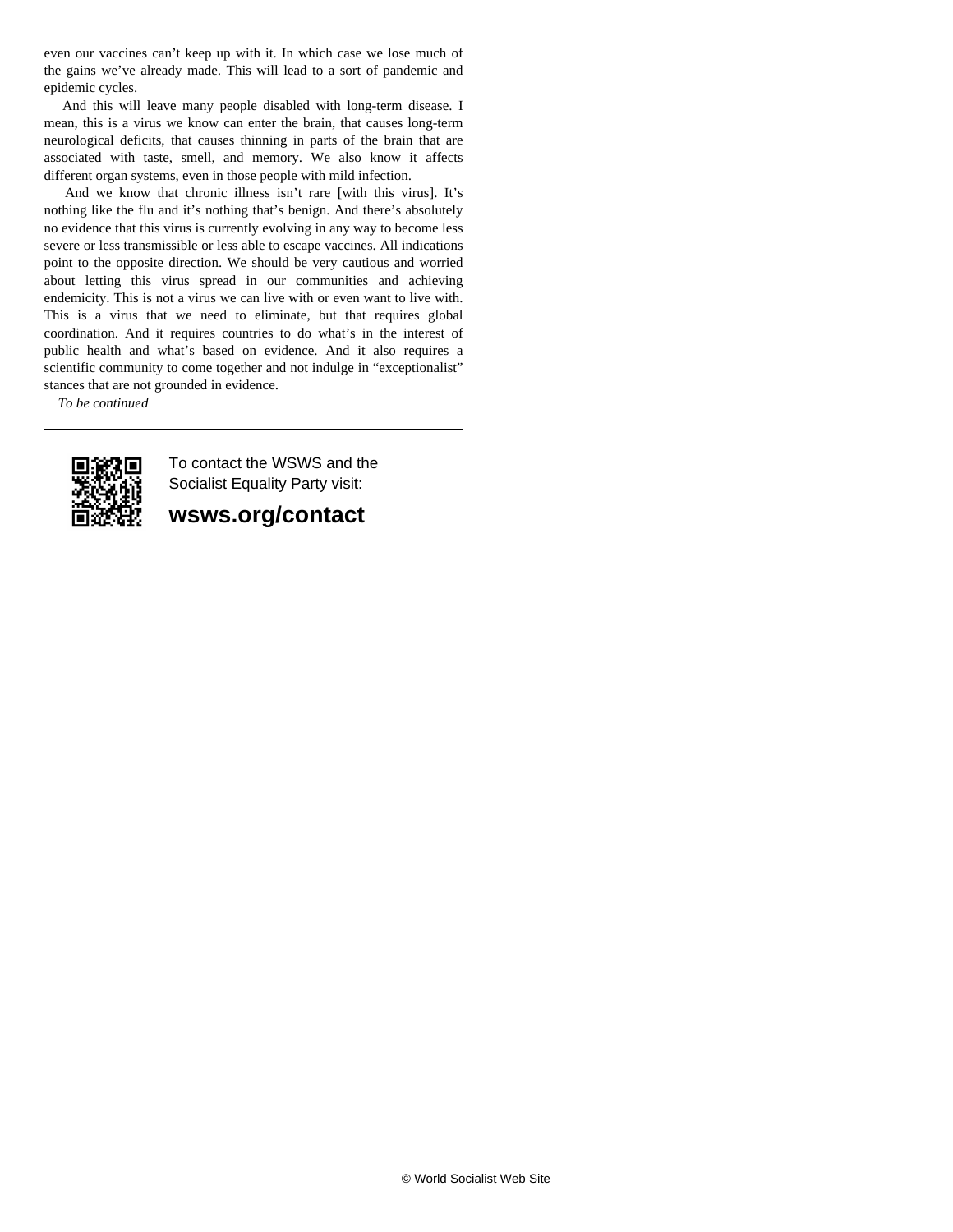even our vaccines can't keep up with it. In which case we lose much of the gains we've already made. This will lead to a sort of pandemic and epidemic cycles.

And this will leave many people disabled with long-term disease. I mean, this is a virus we know can enter the brain, that causes long-term neurological deficits, that causes thinning in parts of the brain that are associated with taste, smell, and memory. We also know it affects different organ systems, even in those people with mild infection.

And we know that chronic illness isn't rare [with this virus]. It's nothing like the flu and it's nothing that's benign. And there's absolutely no evidence that this virus is currently evolving in any way to become less severe or less transmissible or less able to escape vaccines. All indications point to the opposite direction. We should be very cautious and worried about letting this virus spread in our communities and achieving endemicity. This is not a virus we can live with or even want to live with. This is a virus that we need to eliminate, but that requires global coordination. And it requires countries to do what's in the interest of public health and what's based on evidence. And it also requires a scientific community to come together and not indulge in "exceptionalist" stances that are not grounded in evidence.

*To be continued*

To contact the WSWS and the Socialist Equality Party visit:

**wsws.org/contact**